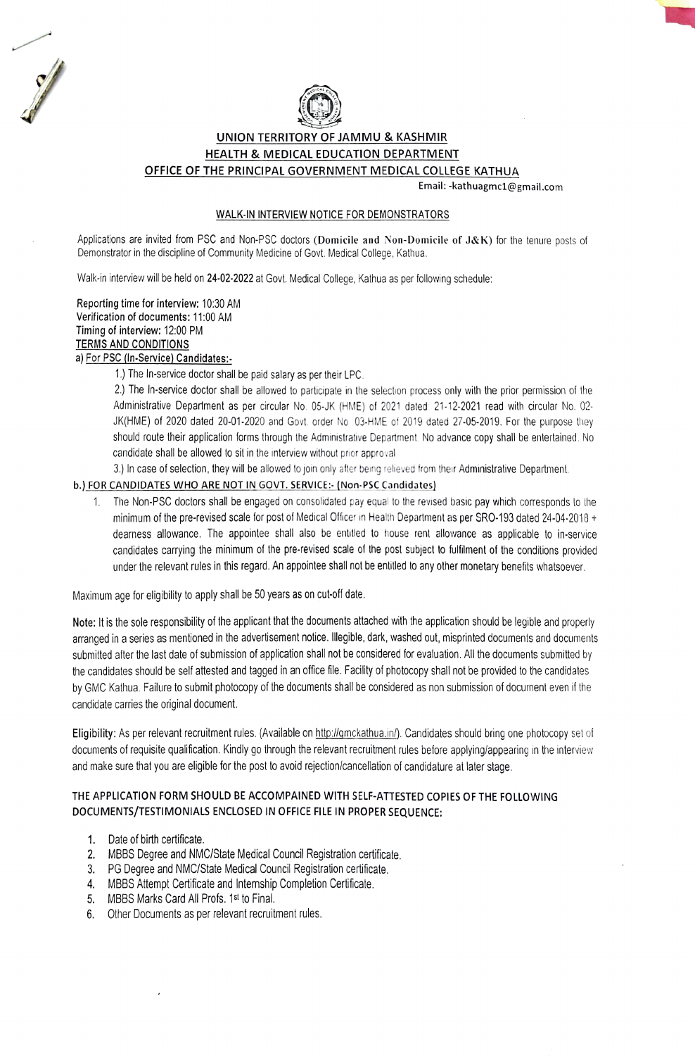## UNION TERRITORY OF JAMMU & KASHMIR
## HEALTH & MEDICAL EDUCATION DEPARTMENT
## OFFICE OF THE PRINCIPAL GOVERNMENT MEDICAL COLLEGE KATHUA

Email: -kathuagmc1@gmail.com

### WALK-IN INTERVIEW NOTICE FOR DEMONSTRATORS

Applications are invited from PSC and Non-PSC doctors (**Domicile and Non-Domicile of J&K**) for the tenure posts of Demonstrator in the discipline of Community Medicine of Govt. Medical College, Kathua.

Walk-in interview will be held on **24-02-2022** at Govt. Medical College, Kathua as per following schedule:

**Reporting time for interview:** 10:30 AM
**Verification of documents:** 11:00 AM
**Timing of interview:** 12:00 PM

**TERMS AND CONDITIONS**

**a) For PSC (In-Service) Candidates:-**

1.) The In-service doctor shall be paid salary as per their LPC.

2.) The In-service doctor shall be allowed to participate in the selection process only with the prior permission of the Administrative Department as per circular No. 05-JK (HME) of 2021 dated 21-12-2021 read with circular No. 02-JK(HME) of 2020 dated 20-01-2020 and Govt. order No 03-HME of 2019 dated 27-05-2019. For the purpose they should route their application forms through the Administrative Department. No advance copy shall be entertained. No candidate shall be allowed to sit in the interview without prior approval.

3.) In case of selection, they will be allowed to join only after being relieved from their Administrative Department.

**b.) FOR CANDIDATES WHO ARE NOT IN GOVT. SERVICE:- (Non-PSC Candidates)**

1. The Non-PSC doctors shall be engaged on consolidated pay equal to the revised basic pay which corresponds to the minimum of the pre-revised scale for post of Medical Officer in Health Department as per SRO-193 dated 24-04-2018 + dearness allowance. The appointee shall also be entitled to house rent allowance as applicable to in-service candidates carrying the minimum of the pre-revised scale of the post subject to fulfilment of the conditions provided under the relevant rules in this regard. An appointee shall not be entitled to any other monetary benefits whatsoever.

Maximum age for eligibility to apply shall be 50 years as on cut-off date.

**Note:** It is the sole responsibility of the applicant that the documents attached with the application should be legible and properly arranged in a series as mentioned in the advertisement notice. Illegible, dark, washed out, misprinted documents and documents submitted after the last date of submission of application shall not be considered for evaluation. All the documents submitted by the candidates should be self attested and tagged in an office file. Facility of photocopy shall not be provided to the candidates by GMC Kathua. Failure to submit photocopy of the documents shall be considered as non submission of document even if the candidate carries the original document.

**Eligibility:** As per relevant recruitment rules. (Available on http://gmckathua.in/). Candidates should bring one photocopy set of documents of requisite qualification. Kindly go through the relevant recruitment rules before applying/appearing in the interview and make sure that you are eligible for the post to avoid rejection/cancellation of candidature at later stage.

**THE APPLICATION FORM SHOULD BE ACCOMPAINED WITH SELF-ATTESTED COPIES OF THE FOLLOWING DOCUMENTS/TESTIMONIALS ENCLOSED IN OFFICE FILE IN PROPER SEQUENCE:**

1. Date of birth certificate.
2. MBBS Degree and NMC/State Medical Council Registration certificate.
3. PG Degree and NMC/State Medical Council Registration certificate.
4. MBBS Attempt Certificate and Internship Completion Certificate.
5. MBBS Marks Card All Profs. 1st to Final.
6. Other Documents as per relevant recruitment rules.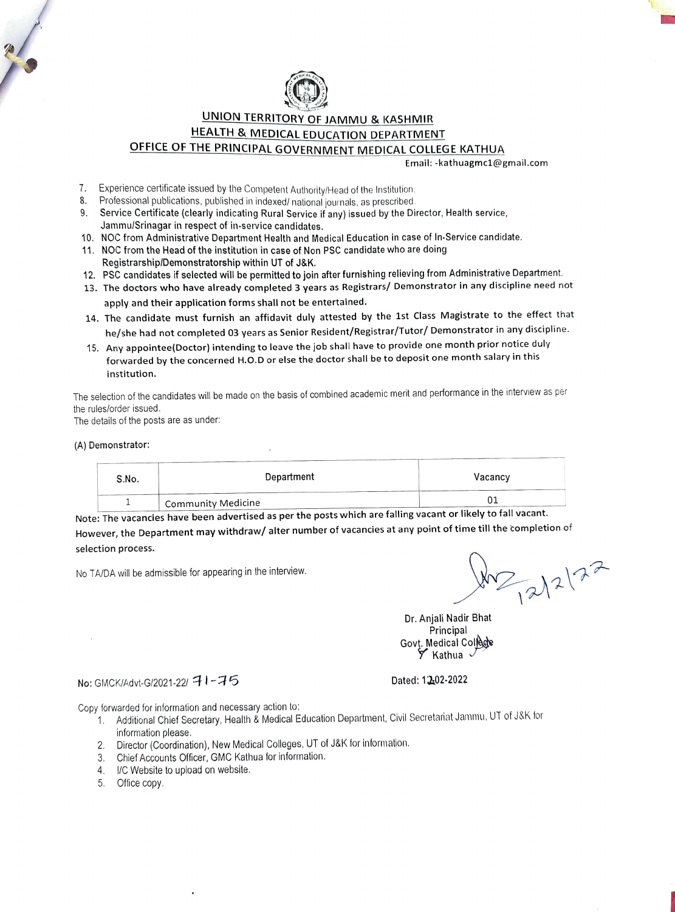## UNION TERRITORY OF JAMMU & KASHMIR
## HEALTH & MEDICAL EDUCATION DEPARTMENT
## OFFICE OF THE PRINCIPAL GOVERNMENT MEDICAL COLLEGE KATHUA

Email: -kathuagmc1@gmail.com

7. Experience certificate issued by the Competent Authority/Head of the Institution.
8. Professional publications, published in indexed/ national journals, as prescribed.
9. Service Certificate (clearly indicating Rural Service if any) issued by the Director, Health service, Jammu/Srinagar in respect of in-service candidates.
10. NOC from Administrative Department Health and Medical Education in case of In-Service candidate.
11. NOC from the Head of the institution in case of Non PSC candidate who are doing Registrarship/Demonstratorship within UT of J&K.
12. PSC candidates if selected will be permitted to join after furnishing relieving from Administrative Department.
13. **The doctors who have already completed 3 years as Registrars/ Demonstrator in any discipline need not apply and their application forms shall not be entertained.**
14. **The candidate must furnish an affidavit duly attested by the 1st Class Magistrate to the effect that he/she had not completed 03 years as Senior Resident/Registrar/Tutor/ Demonstrator in any discipline.**
15. **Any appointee(Doctor) intending to leave the job shall have to provide one month prior notice duly forwarded by the concerned H.O.D or else the doctor shall be to deposit one month salary in this institution.**

The selection of the candidates will be made on the basis of combined academic merit and performance in the interview as per the rules/order issued.
The details of the posts are as under:

(A) Demonstrator:

| S.No. | Department | Vacancy |
|---|---|---|
| 1 | Community Medicine | 01 |

**Note: The vacancies have been advertised as per the posts which are falling vacant or likely to fall vacant. However, the Department may withdraw/ alter number of vacancies at any point of time till the completion of selection process.**

No TA/DA will be admissible for appearing in the interview.

12/2/22

Dr. Anjali Nadir Bhat
Principal
Govt. Medical College
Kathua

No: GMCK/Advt-G/2021-22/ 71-75

Dated: 12-02-2022

Copy forwarded for information and necessary action to:

1. Additional Chief Secretary, Health & Medical Education Department, Civil Secretariat Jammu, UT of J&K for information please.
2. Director (Coordination), New Medical Colleges, UT of J&K for information.
3. Chief Accounts Officer, GMC Kathua for information.
4. I/C Website to upload on website.
5. Office copy.